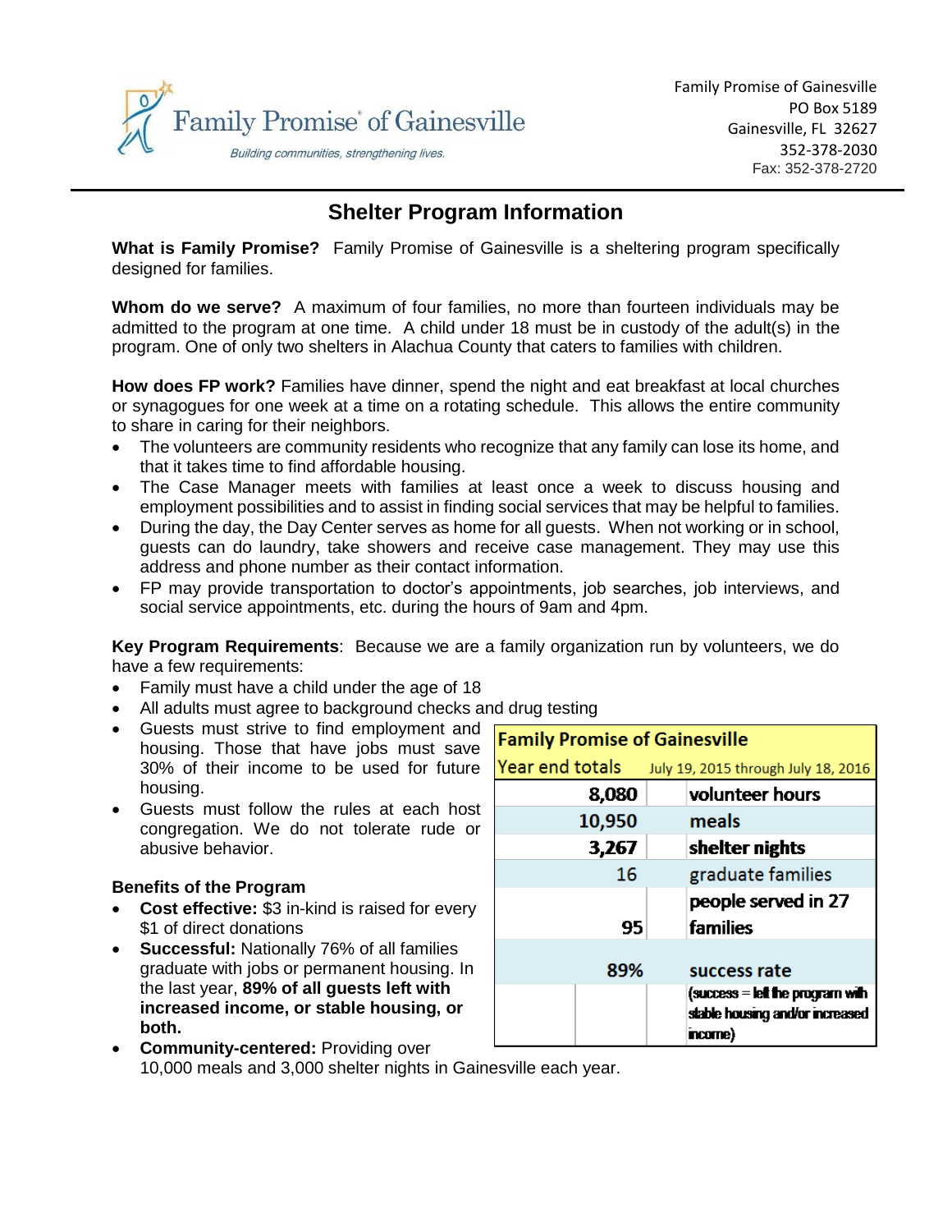Family Promise® of Gainesville

*Building communities, strengthening lives.*

Family Promise of Gainesville
PO Box 5189
Gainesville, FL 32627
352-378-2030
Fax: 352-378-2720

# Shelter Program Information

**What is Family Promise?** Family Promise of Gainesville is a sheltering program specifically designed for families.

**Whom do we serve?** A maximum of four families, no more than fourteen individuals may be admitted to the program at one time. A child under 18 must be in custody of the adult(s) in the program. One of only two shelters in Alachua County that caters to families with children.

**How does FP work?** Families have dinner, spend the night and eat breakfast at local churches or synagogues for one week at a time on a rotating schedule. This allows the entire community to share in caring for their neighbors.

- The volunteers are community residents who recognize that any family can lose its home, and that it takes time to find affordable housing.
- The Case Manager meets with families at least once a week to discuss housing and employment possibilities and to assist in finding social services that may be helpful to families.
- During the day, the Day Center serves as home for all guests. When not working or in school, guests can do laundry, take showers and receive case management. They may use this address and phone number as their contact information.
- FP may provide transportation to doctor's appointments, job searches, job interviews, and social service appointments, etc. during the hours of 9am and 4pm.

**Key Program Requirements**: Because we are a family organization run by volunteers, we do have a few requirements:

- Family must have a child under the age of 18
- All adults must agree to background checks and drug testing
- Guests must strive to find employment and housing. Those that have jobs must save 30% of their income to be used for future housing.
- Guests must follow the rules at each host congregation. We do not tolerate rude or abusive behavior.

**Benefits of the Program**

- **Cost effective:** $3 in-kind is raised for every $1 of direct donations
- **Successful:** Nationally 76% of all families graduate with jobs or permanent housing. In the last year, **89% of all guests left with increased income, or stable housing, or both.**
- **Community-centered:** Providing over 10,000 meals and 3,000 shelter nights in Gainesville each year.

| Family Promise of Gainesville | |
|---|---|
| Year end totals | July 19, 2015 through July 18, 2016 |
| **8,080** | **volunteer hours** |
| **10,950** | **meals** |
| **3,267** | **shelter nights** |
| 16 | graduate families |
| **95** | **people served in 27 families** |
| **89%** | **success rate** |
| | **(success = left the program with stable housing and/or increased income)** |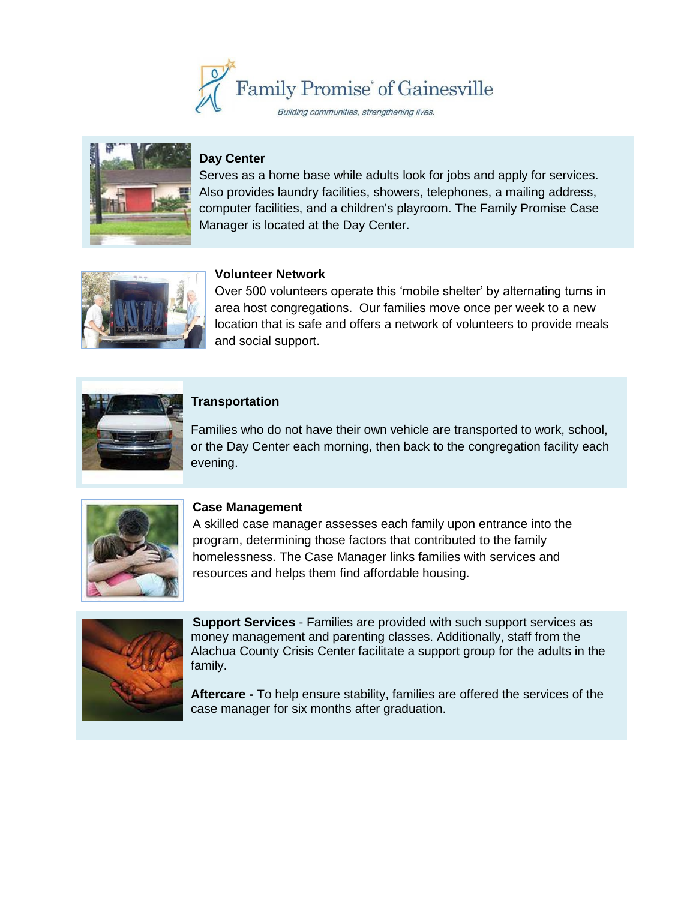# Family Promise® of Gainesville

*Building communities, strengthening lives.*

**Day Center**
Serves as a home base while adults look for jobs and apply for services. Also provides laundry facilities, showers, telephones, a mailing address, computer facilities, and a children's playroom. The Family Promise Case Manager is located at the Day Center.

**Volunteer Network**
Over 500 volunteers operate this 'mobile shelter' by alternating turns in area host congregations. Our families move once per week to a new location that is safe and offers a network of volunteers to provide meals and social support.

**Transportation**

Families who do not have their own vehicle are transported to work, school, or the Day Center each morning, then back to the congregation facility each evening.

**Case Management**
A skilled case manager assesses each family upon entrance into the program, determining those factors that contributed to the family homelessness. The Case Manager links families with services and resources and helps them find affordable housing.

**Support Services** - Families are provided with such support services as money management and parenting classes. Additionally, staff from the Alachua County Crisis Center facilitate a support group for the adults in the family.

**Aftercare -** To help ensure stability, families are offered the services of the case manager for six months after graduation.